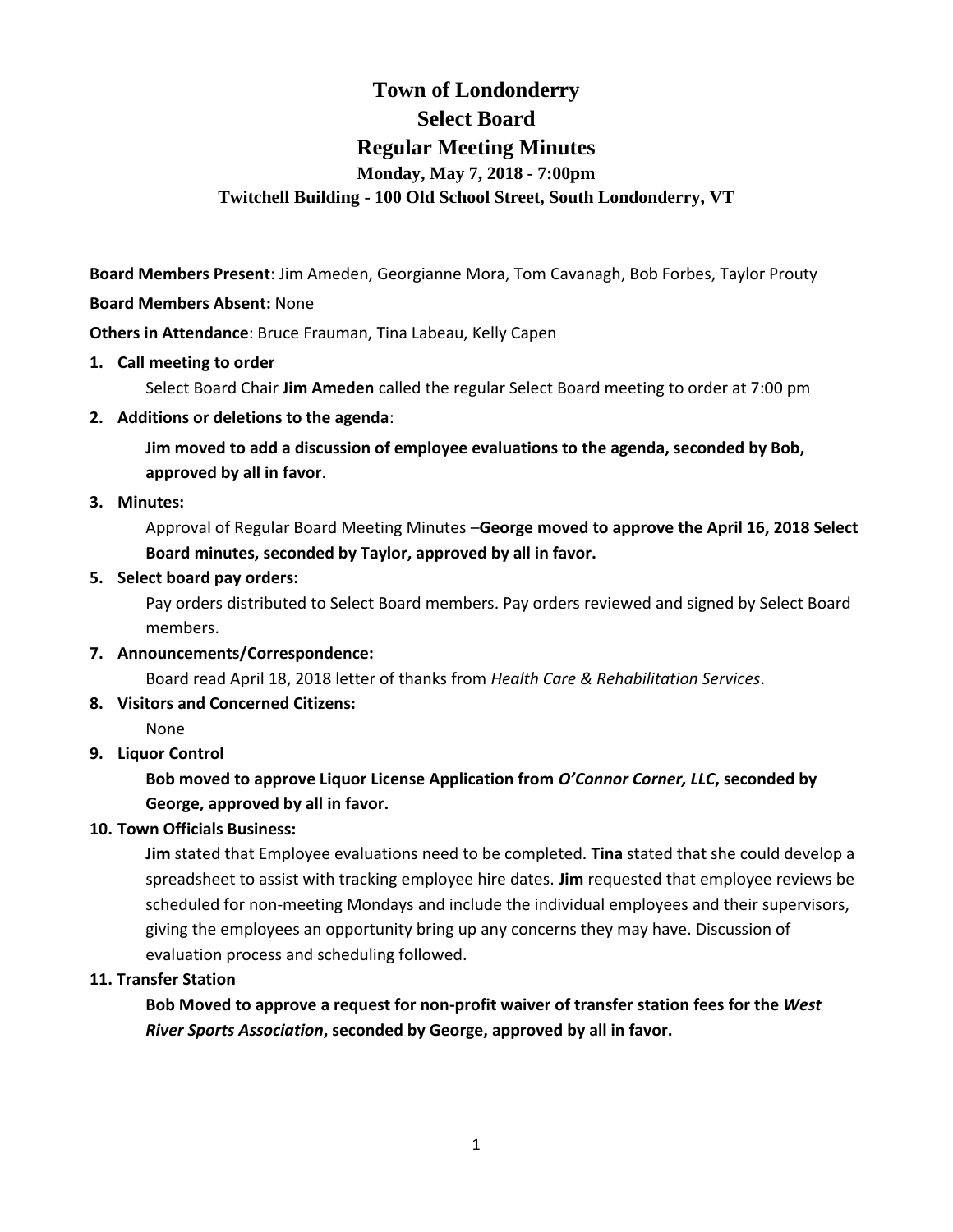# Town of Londonderry
# Select Board
# Regular Meeting Minutes
### Monday, May 7, 2018 - 7:00pm
### Twitchell Building - 100 Old School Street, South Londonderry, VT

**Board Members Present**: Jim Ameden, Georgianne Mora, Tom Cavanagh, Bob Forbes, Taylor Prouty

**Board Members Absent:** None

**Others in Attendance**: Bruce Frauman, Tina Labeau, Kelly Capen

1. **Call meeting to order**

   Select Board Chair **Jim Ameden** called the regular Select Board meeting to order at 7:00 pm

2. **Additions or deletions to the agenda**:

   **Jim moved to add a discussion of employee evaluations to the agenda, seconded by Bob, approved by all in favor**.

3. **Minutes:**

   Approval of Regular Board Meeting Minutes –**George moved to approve the April 16, 2018 Select Board minutes, seconded by Taylor, approved by all in favor.**

5. **Select board pay orders:**

   Pay orders distributed to Select Board members. Pay orders reviewed and signed by Select Board members.

7. **Announcements/Correspondence:**

   Board read April 18, 2018 letter of thanks from *Health Care & Rehabilitation Services*.

8. **Visitors and Concerned Citizens:**

   None

9. **Liquor Control**

   **Bob moved to approve Liquor License Application from *O'Connor Corner, LLC*, seconded by George, approved by all in favor.**

10. **Town Officials Business:**

    **Jim** stated that Employee evaluations need to be completed. **Tina** stated that she could develop a spreadsheet to assist with tracking employee hire dates. **Jim** requested that employee reviews be scheduled for non-meeting Mondays and include the individual employees and their supervisors, giving the employees an opportunity bring up any concerns they may have. Discussion of evaluation process and scheduling followed.

11. **Transfer Station**

    **Bob Moved to approve a request for non-profit waiver of transfer station fees for the *West River Sports Association*, seconded by George, approved by all in favor.**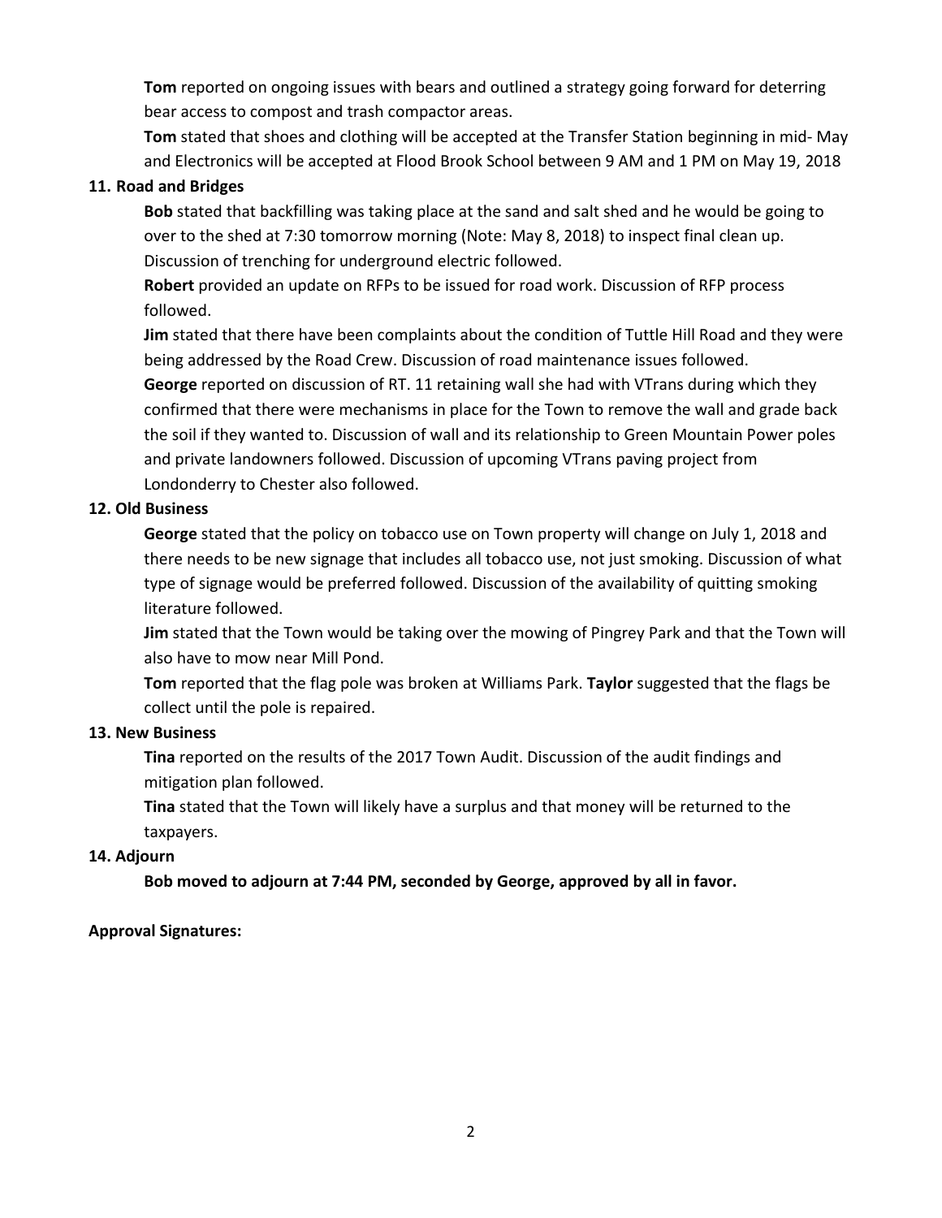**Tom** reported on ongoing issues with bears and outlined a strategy going forward for deterring bear access to compost and trash compactor areas.

**Tom** stated that shoes and clothing will be accepted at the Transfer Station beginning in mid- May and Electronics will be accepted at Flood Brook School between 9 AM and 1 PM on May 19, 2018

**11. Road and Bridges**

**Bob** stated that backfilling was taking place at the sand and salt shed and he would be going to over to the shed at 7:30 tomorrow morning (Note: May 8, 2018) to inspect final clean up. Discussion of trenching for underground electric followed.

**Robert** provided an update on RFPs to be issued for road work. Discussion of RFP process followed.

**Jim** stated that there have been complaints about the condition of Tuttle Hill Road and they were being addressed by the Road Crew. Discussion of road maintenance issues followed.

**George** reported on discussion of RT. 11 retaining wall she had with VTrans during which they confirmed that there were mechanisms in place for the Town to remove the wall and grade back the soil if they wanted to. Discussion of wall and its relationship to Green Mountain Power poles and private landowners followed. Discussion of upcoming VTrans paving project from Londonderry to Chester also followed.

**12. Old Business**

**George** stated that the policy on tobacco use on Town property will change on July 1, 2018 and there needs to be new signage that includes all tobacco use, not just smoking. Discussion of what type of signage would be preferred followed. Discussion of the availability of quitting smoking literature followed.

**Jim** stated that the Town would be taking over the mowing of Pingrey Park and that the Town will also have to mow near Mill Pond.

**Tom** reported that the flag pole was broken at Williams Park. **Taylor** suggested that the flags be collect until the pole is repaired.

**13. New Business**

**Tina** reported on the results of the 2017 Town Audit. Discussion of the audit findings and mitigation plan followed.

**Tina** stated that the Town will likely have a surplus and that money will be returned to the taxpayers.

**14. Adjourn**

**Bob moved to adjourn at 7:44 PM, seconded by George, approved by all in favor.**

**Approval Signatures:**